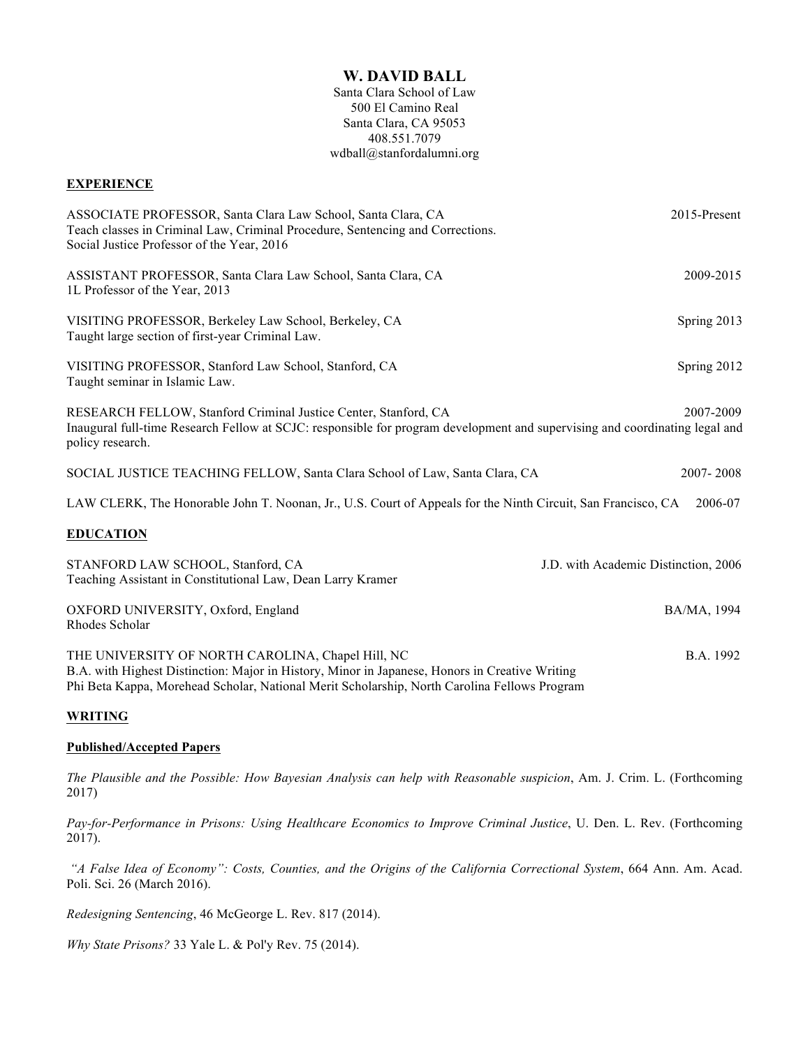# W. DAVID BALL

Santa Clara School of Law
500 El Camino Real
Santa Clara, CA 95053
408.551.7079
wdball@stanfordalumni.org

## EXPERIENCE

ASSOCIATE PROFESSOR, Santa Clara Law School, Santa Clara, CA — 2015-Present
Teach classes in Criminal Law, Criminal Procedure, Sentencing and Corrections.
Social Justice Professor of the Year, 2016

ASSISTANT PROFESSOR, Santa Clara Law School, Santa Clara, CA — 2009-2015
1L Professor of the Year, 2013

VISITING PROFESSOR, Berkeley Law School, Berkeley, CA — Spring 2013
Taught large section of first-year Criminal Law.

VISITING PROFESSOR, Stanford Law School, Stanford, CA — Spring 2012
Taught seminar in Islamic Law.

RESEARCH FELLOW, Stanford Criminal Justice Center, Stanford, CA — 2007-2009
Inaugural full-time Research Fellow at SCJC: responsible for program development and supervising and coordinating legal and policy research.

SOCIAL JUSTICE TEACHING FELLOW, Santa Clara School of Law, Santa Clara, CA — 2007- 2008

LAW CLERK, The Honorable John T. Noonan, Jr., U.S. Court of Appeals for the Ninth Circuit, San Francisco, CA — 2006-07

## EDUCATION

STANFORD LAW SCHOOL, Stanford, CA — J.D. with Academic Distinction, 2006
Teaching Assistant in Constitutional Law, Dean Larry Kramer

OXFORD UNIVERSITY, Oxford, England — BA/MA, 1994
Rhodes Scholar

THE UNIVERSITY OF NORTH CAROLINA, Chapel Hill, NC — B.A. 1992
B.A. with Highest Distinction: Major in History, Minor in Japanese, Honors in Creative Writing
Phi Beta Kappa, Morehead Scholar, National Merit Scholarship, North Carolina Fellows Program

## WRITING

### Published/Accepted Papers

*The Plausible and the Possible: How Bayesian Analysis can help with Reasonable suspicion*, Am. J. Crim. L. (Forthcoming 2017)

*Pay-for-Performance in Prisons: Using Healthcare Economics to Improve Criminal Justice*, U. Den. L. Rev. (Forthcoming 2017).

*"A False Idea of Economy": Costs, Counties, and the Origins of the California Correctional System*, 664 Ann. Am. Acad. Poli. Sci. 26 (March 2016).

*Redesigning Sentencing*, 46 McGeorge L. Rev. 817 (2014).

*Why State Prisons?* 33 Yale L. & Pol'y Rev. 75 (2014).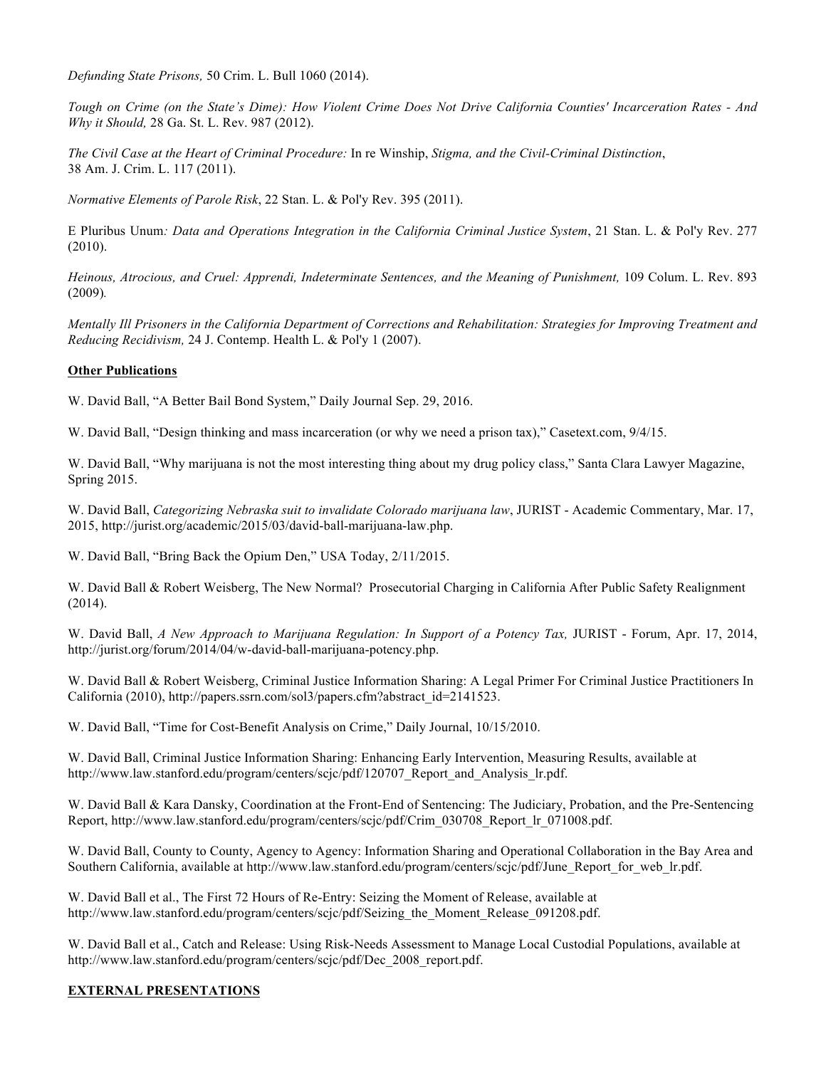*Defunding State Prisons,* 50 Crim. L. Bull 1060 (2014).

*Tough on Crime (on the State's Dime): How Violent Crime Does Not Drive California Counties' Incarceration Rates - And Why it Should,* 28 Ga. St. L. Rev. 987 (2012).

*The Civil Case at the Heart of Criminal Procedure:* In re Winship, *Stigma, and the Civil-Criminal Distinction*, 38 Am. J. Crim. L. 117 (2011).

*Normative Elements of Parole Risk*, 22 Stan. L. & Pol'y Rev. 395 (2011).

E Pluribus Unum*: Data and Operations Integration in the California Criminal Justice System*, 21 Stan. L. & Pol'y Rev. 277 (2010).

*Heinous, Atrocious, and Cruel: Apprendi, Indeterminate Sentences, and the Meaning of Punishment,* 109 Colum. L. Rev. 893 (2009).

*Mentally Ill Prisoners in the California Department of Corrections and Rehabilitation: Strategies for Improving Treatment and Reducing Recidivism,* 24 J. Contemp. Health L. & Pol'y 1 (2007).

**Other Publications**

W. David Ball, "A Better Bail Bond System," Daily Journal Sep. 29, 2016.

W. David Ball, "Design thinking and mass incarceration (or why we need a prison tax)," Casetext.com, 9/4/15.

W. David Ball, "Why marijuana is not the most interesting thing about my drug policy class," Santa Clara Lawyer Magazine, Spring 2015.

W. David Ball, *Categorizing Nebraska suit to invalidate Colorado marijuana law*, JURIST - Academic Commentary, Mar. 17, 2015, http://jurist.org/academic/2015/03/david-ball-marijuana-law.php.

W. David Ball, "Bring Back the Opium Den," USA Today, 2/11/2015.

W. David Ball & Robert Weisberg, The New Normal? Prosecutorial Charging in California After Public Safety Realignment (2014).

W. David Ball, *A New Approach to Marijuana Regulation: In Support of a Potency Tax,* JURIST - Forum, Apr. 17, 2014, http://jurist.org/forum/2014/04/w-david-ball-marijuana-potency.php.

W. David Ball & Robert Weisberg, Criminal Justice Information Sharing: A Legal Primer For Criminal Justice Practitioners In California (2010), http://papers.ssrn.com/sol3/papers.cfm?abstract_id=2141523.

W. David Ball, "Time for Cost-Benefit Analysis on Crime," Daily Journal, 10/15/2010.

W. David Ball, Criminal Justice Information Sharing: Enhancing Early Intervention, Measuring Results, available at http://www.law.stanford.edu/program/centers/scjc/pdf/120707_Report_and_Analysis_lr.pdf.

W. David Ball & Kara Dansky, Coordination at the Front-End of Sentencing: The Judiciary, Probation, and the Pre-Sentencing Report, http://www.law.stanford.edu/program/centers/scjc/pdf/Crim_030708_Report_lr_071008.pdf.

W. David Ball, County to County, Agency to Agency: Information Sharing and Operational Collaboration in the Bay Area and Southern California, available at http://www.law.stanford.edu/program/centers/scjc/pdf/June_Report_for_web_lr.pdf.

W. David Ball et al., The First 72 Hours of Re-Entry: Seizing the Moment of Release, available at http://www.law.stanford.edu/program/centers/scjc/pdf/Seizing_the_Moment_Release_091208.pdf.

W. David Ball et al., Catch and Release: Using Risk-Needs Assessment to Manage Local Custodial Populations, available at http://www.law.stanford.edu/program/centers/scjc/pdf/Dec_2008_report.pdf.

**EXTERNAL PRESENTATIONS**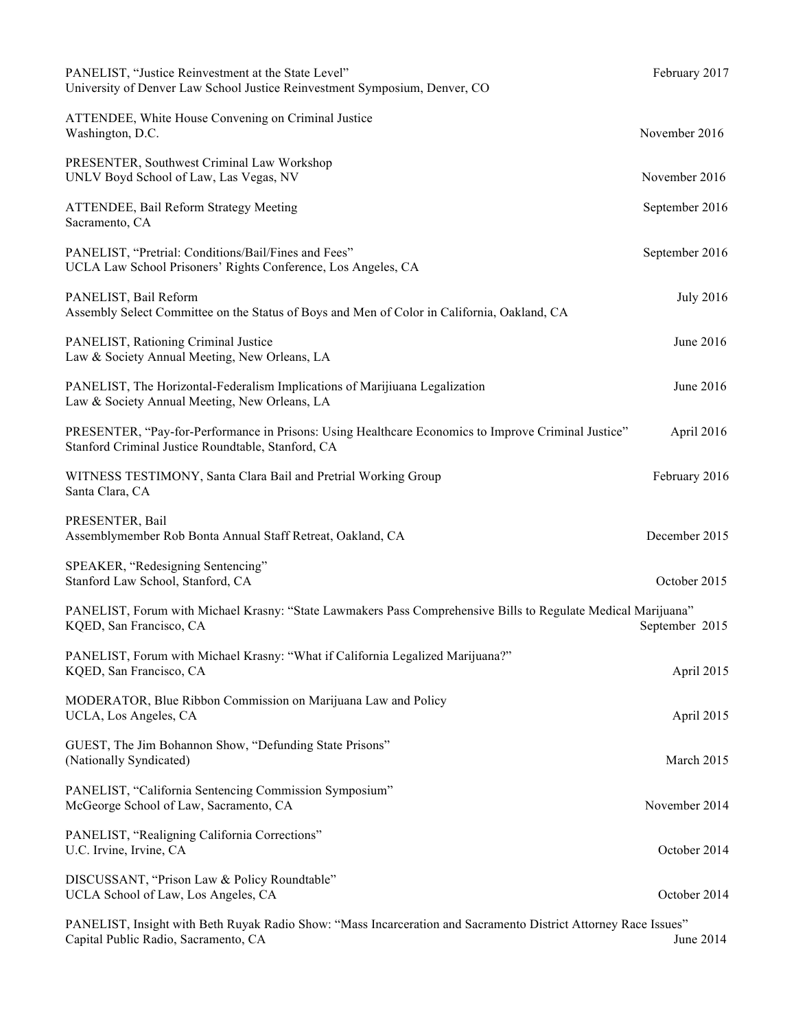PANELIST, "Justice Reinvestment at the State Level" February 2017
University of Denver Law School Justice Reinvestment Symposium, Denver, CO

ATTENDEE, White House Convening on Criminal Justice
Washington, D.C. November 2016

PRESENTER, Southwest Criminal Law Workshop
UNLV Boyd School of Law, Las Vegas, NV November 2016

ATTENDEE, Bail Reform Strategy Meeting September 2016
Sacramento, CA

PANELIST, "Pretrial: Conditions/Bail/Fines and Fees" September 2016
UCLA Law School Prisoners' Rights Conference, Los Angeles, CA

PANELIST, Bail Reform July 2016
Assembly Select Committee on the Status of Boys and Men of Color in California, Oakland, CA

PANELIST, Rationing Criminal Justice June 2016
Law & Society Annual Meeting, New Orleans, LA

PANELIST, The Horizontal-Federalism Implications of Marijiuana Legalization June 2016
Law & Society Annual Meeting, New Orleans, LA

PRESENTER, "Pay-for-Performance in Prisons: Using Healthcare Economics to Improve Criminal Justice" April 2016
Stanford Criminal Justice Roundtable, Stanford, CA

WITNESS TESTIMONY, Santa Clara Bail and Pretrial Working Group February 2016
Santa Clara, CA

PRESENTER, Bail
Assemblymember Rob Bonta Annual Staff Retreat, Oakland, CA December 2015

SPEAKER, "Redesigning Sentencing"
Stanford Law School, Stanford, CA October 2015

PANELIST, Forum with Michael Krasny: "State Lawmakers Pass Comprehensive Bills to Regulate Medical Marijuana"
KQED, San Francisco, CA September 2015

PANELIST, Forum with Michael Krasny: "What if California Legalized Marijuana?"
KQED, San Francisco, CA April 2015

MODERATOR, Blue Ribbon Commission on Marijuana Law and Policy
UCLA, Los Angeles, CA April 2015

GUEST, The Jim Bohannon Show, "Defunding State Prisons"
(Nationally Syndicated) March 2015

PANELIST, "California Sentencing Commission Symposium"
McGeorge School of Law, Sacramento, CA November 2014

PANELIST, "Realigning California Corrections"
U.C. Irvine, Irvine, CA October 2014

DISCUSSANT, "Prison Law & Policy Roundtable"
UCLA School of Law, Los Angeles, CA October 2014

PANELIST, Insight with Beth Ruyak Radio Show: "Mass Incarceration and Sacramento District Attorney Race Issues"
Capital Public Radio, Sacramento, CA June 2014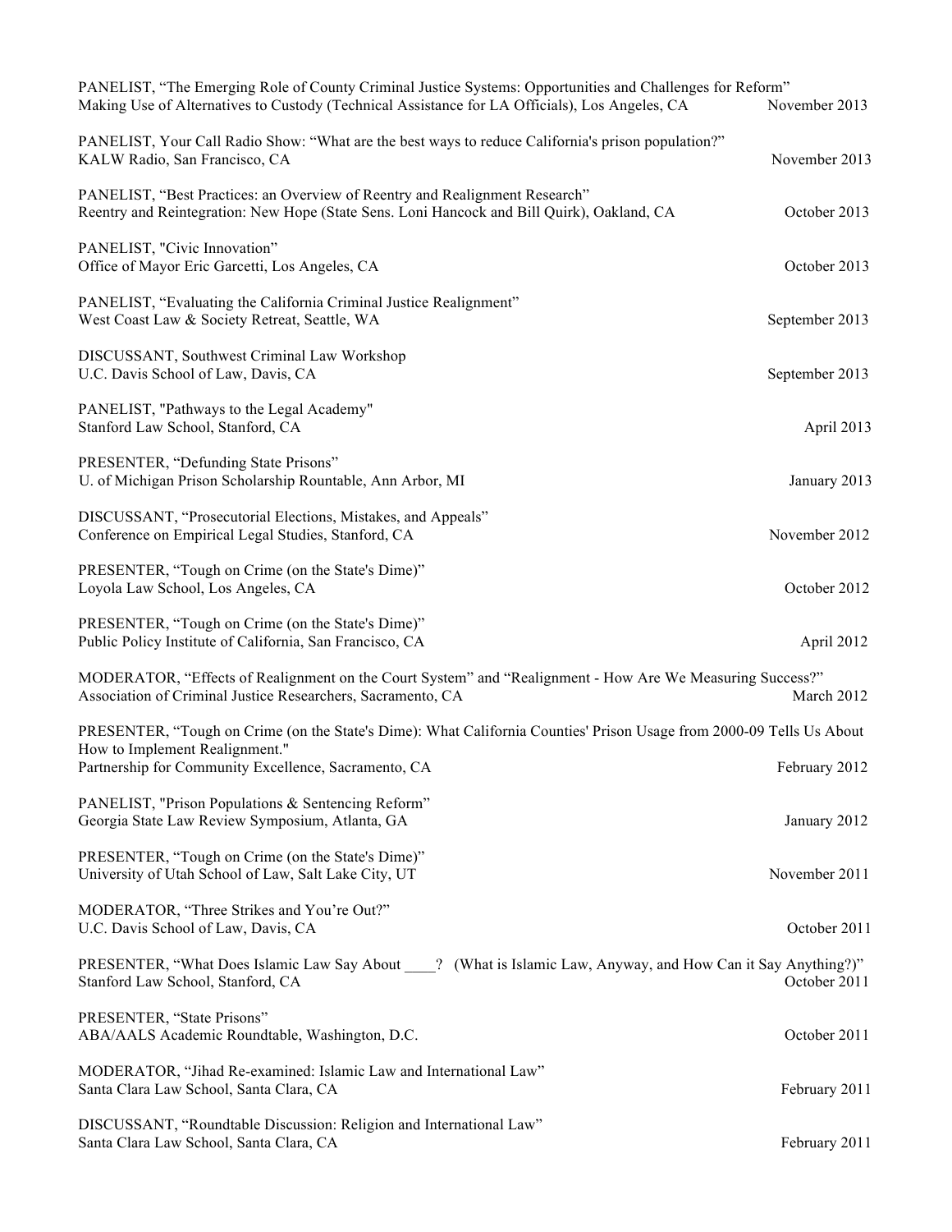PANELIST, "The Emerging Role of County Criminal Justice Systems: Opportunities and Challenges for Reform"
Making Use of Alternatives to Custody (Technical Assistance for LA Officials), Los Angeles, CA — November 2013

PANELIST, Your Call Radio Show: "What are the best ways to reduce California's prison population?"
KALW Radio, San Francisco, CA — November 2013

PANELIST, "Best Practices: an Overview of Reentry and Realignment Research"
Reentry and Reintegration: New Hope (State Sens. Loni Hancock and Bill Quirk), Oakland, CA — October 2013

PANELIST, "Civic Innovation"
Office of Mayor Eric Garcetti, Los Angeles, CA — October 2013

PANELIST, "Evaluating the California Criminal Justice Realignment"
West Coast Law & Society Retreat, Seattle, WA — September 2013

DISCUSSANT, Southwest Criminal Law Workshop
U.C. Davis School of Law, Davis, CA — September 2013

PANELIST, "Pathways to the Legal Academy"
Stanford Law School, Stanford, CA — April 2013

PRESENTER, "Defunding State Prisons"
U. of Michigan Prison Scholarship Rountable, Ann Arbor, MI — January 2013

DISCUSSANT, "Prosecutorial Elections, Mistakes, and Appeals"
Conference on Empirical Legal Studies, Stanford, CA — November 2012

PRESENTER, "Tough on Crime (on the State's Dime)"
Loyola Law School, Los Angeles, CA — October 2012

PRESENTER, "Tough on Crime (on the State's Dime)"
Public Policy Institute of California, San Francisco, CA — April 2012

MODERATOR, "Effects of Realignment on the Court System" and "Realignment - How Are We Measuring Success?"
Association of Criminal Justice Researchers, Sacramento, CA — March 2012

PRESENTER, "Tough on Crime (on the State's Dime): What California Counties' Prison Usage from 2000-09 Tells Us About How to Implement Realignment."
Partnership for Community Excellence, Sacramento, CA — February 2012

PANELIST, "Prison Populations & Sentencing Reform"
Georgia State Law Review Symposium, Atlanta, GA — January 2012

PRESENTER, "Tough on Crime (on the State's Dime)"
University of Utah School of Law, Salt Lake City, UT — November 2011

MODERATOR, "Three Strikes and You're Out?"
U.C. Davis School of Law, Davis, CA — October 2011

PRESENTER, "What Does Islamic Law Say About ____? (What is Islamic Law, Anyway, and How Can it Say Anything?)"
Stanford Law School, Stanford, CA — October 2011

PRESENTER, "State Prisons"
ABA/AALS Academic Roundtable, Washington, D.C. — October 2011

MODERATOR, "Jihad Re-examined: Islamic Law and International Law"
Santa Clara Law School, Santa Clara, CA — February 2011

DISCUSSANT, "Roundtable Discussion: Religion and International Law"
Santa Clara Law School, Santa Clara, CA — February 2011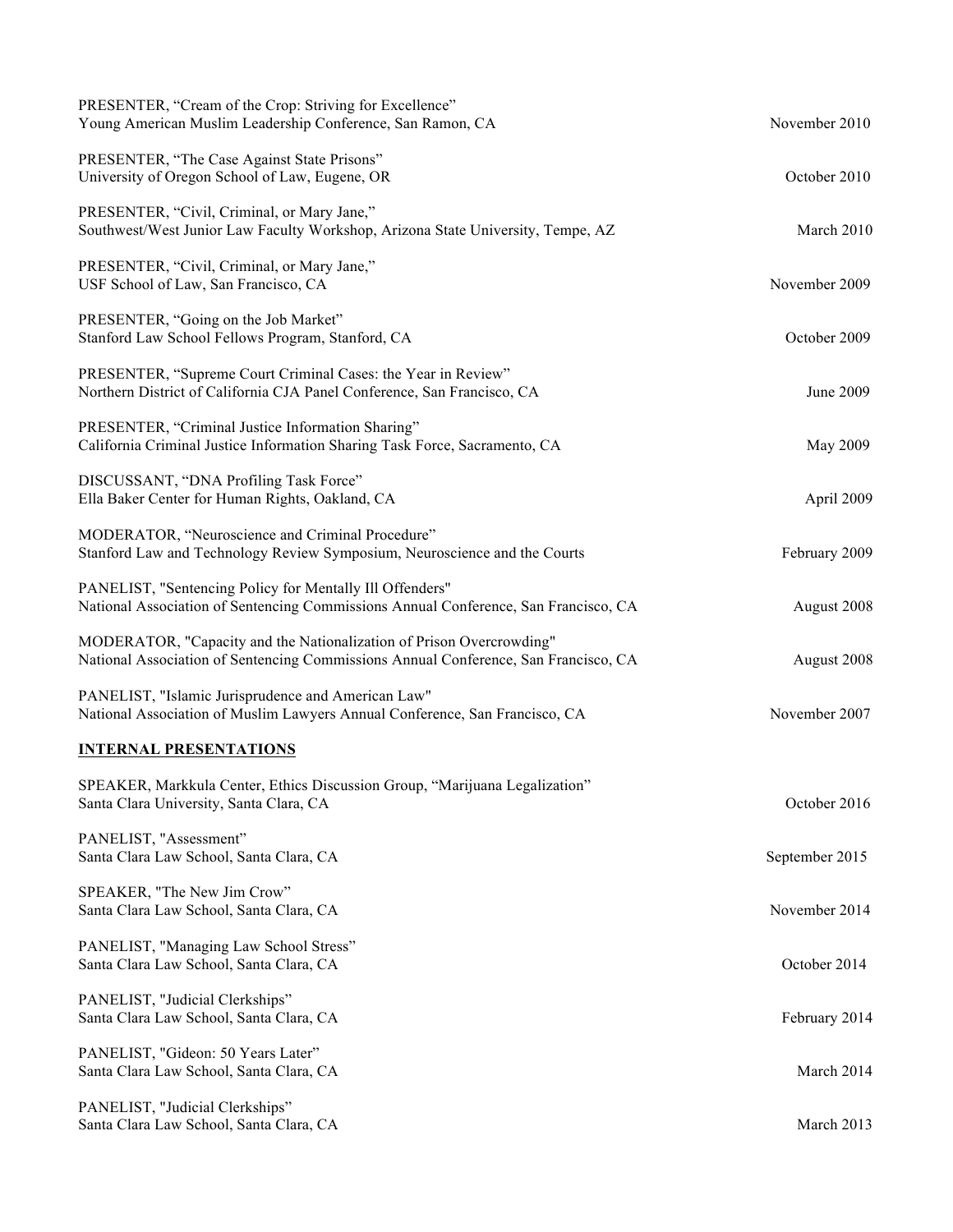PRESENTER, “Cream of the Crop: Striving for Excellence”
Young American Muslim Leadership Conference, San Ramon, CA — November 2010

PRESENTER, “The Case Against State Prisons”
University of Oregon School of Law, Eugene, OR — October 2010

PRESENTER, “Civil, Criminal, or Mary Jane,”
Southwest/West Junior Law Faculty Workshop, Arizona State University, Tempe, AZ — March 2010

PRESENTER, “Civil, Criminal, or Mary Jane,”
USF School of Law, San Francisco, CA — November 2009

PRESENTER, “Going on the Job Market”
Stanford Law School Fellows Program, Stanford, CA — October 2009

PRESENTER, “Supreme Court Criminal Cases: the Year in Review”
Northern District of California CJA Panel Conference, San Francisco, CA — June 2009

PRESENTER, “Criminal Justice Information Sharing”
California Criminal Justice Information Sharing Task Force, Sacramento, CA — May 2009

DISCUSSANT, “DNA Profiling Task Force”
Ella Baker Center for Human Rights, Oakland, CA — April 2009

MODERATOR, “Neuroscience and Criminal Procedure”
Stanford Law and Technology Review Symposium, Neuroscience and the Courts — February 2009

PANELIST, "Sentencing Policy for Mentally Ill Offenders"
National Association of Sentencing Commissions Annual Conference, San Francisco, CA — August 2008

MODERATOR, "Capacity and the Nationalization of Prison Overcrowding"
National Association of Sentencing Commissions Annual Conference, San Francisco, CA — August 2008

PANELIST, "Islamic Jurisprudence and American Law"
National Association of Muslim Lawyers Annual Conference, San Francisco, CA — November 2007

## INTERNAL PRESENTATIONS

SPEAKER, Markkula Center, Ethics Discussion Group, “Marijuana Legalization”
Santa Clara University, Santa Clara, CA — October 2016

PANELIST, "Assessment”
Santa Clara Law School, Santa Clara, CA — September 2015

SPEAKER, "The New Jim Crow”
Santa Clara Law School, Santa Clara, CA — November 2014

PANELIST, "Managing Law School Stress”
Santa Clara Law School, Santa Clara, CA — October 2014

PANELIST, "Judicial Clerkships”
Santa Clara Law School, Santa Clara, CA — February 2014

PANELIST, "Gideon: 50 Years Later”
Santa Clara Law School, Santa Clara, CA — March 2014

PANELIST, "Judicial Clerkships”
Santa Clara Law School, Santa Clara, CA — March 2013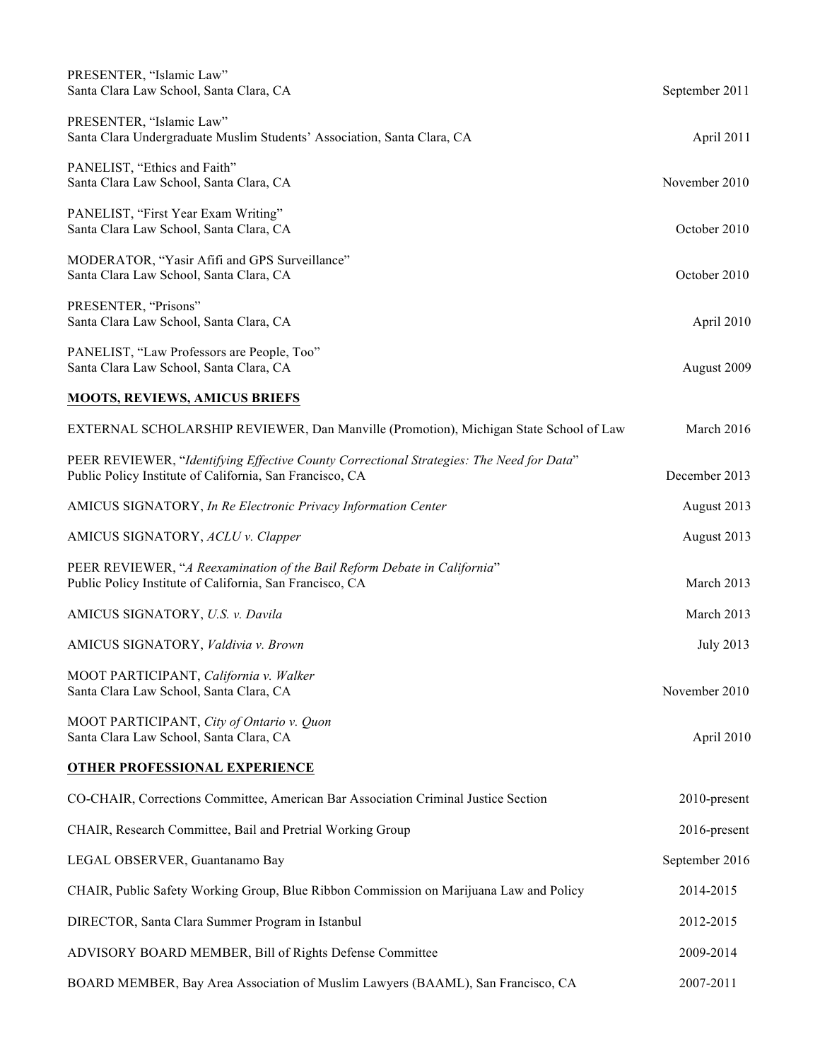PRESENTER, "Islamic Law"
Santa Clara Law School, Santa Clara, CA — September 2011

PRESENTER, "Islamic Law"
Santa Clara Undergraduate Muslim Students' Association, Santa Clara, CA — April 2011

PANELIST, "Ethics and Faith"
Santa Clara Law School, Santa Clara, CA — November 2010

PANELIST, "First Year Exam Writing"
Santa Clara Law School, Santa Clara, CA — October 2010

MODERATOR, "Yasir Afifi and GPS Surveillance"
Santa Clara Law School, Santa Clara, CA — October 2010

PRESENTER, "Prisons"
Santa Clara Law School, Santa Clara, CA — April 2010

PANELIST, "Law Professors are People, Too"
Santa Clara Law School, Santa Clara, CA — August 2009

## MOOTS, REVIEWS, AMICUS BRIEFS

EXTERNAL SCHOLARSHIP REVIEWER, Dan Manville (Promotion), Michigan State School of Law — March 2016

PEER REVIEWER, "*Identifying Effective County Correctional Strategies: The Need for Data*"
Public Policy Institute of California, San Francisco, CA — December 2013

AMICUS SIGNATORY, *In Re Electronic Privacy Information Center* — August 2013

AMICUS SIGNATORY, *ACLU v. Clapper* — August 2013

PEER REVIEWER, "*A Reexamination of the Bail Reform Debate in California*"
Public Policy Institute of California, San Francisco, CA — March 2013

AMICUS SIGNATORY, *U.S. v. Davila* — March 2013

AMICUS SIGNATORY, *Valdivia v. Brown* — July 2013

MOOT PARTICIPANT, *California v. Walker*
Santa Clara Law School, Santa Clara, CA — November 2010

MOOT PARTICIPANT, *City of Ontario v. Quon*
Santa Clara Law School, Santa Clara, CA — April 2010

## OTHER PROFESSIONAL EXPERIENCE

CO-CHAIR, Corrections Committee, American Bar Association Criminal Justice Section — 2010-present

CHAIR, Research Committee, Bail and Pretrial Working Group — 2016-present

LEGAL OBSERVER, Guantanamo Bay — September 2016

CHAIR, Public Safety Working Group, Blue Ribbon Commission on Marijuana Law and Policy — 2014-2015

DIRECTOR, Santa Clara Summer Program in Istanbul — 2012-2015

ADVISORY BOARD MEMBER, Bill of Rights Defense Committee — 2009-2014

BOARD MEMBER, Bay Area Association of Muslim Lawyers (BAAML), San Francisco, CA — 2007-2011